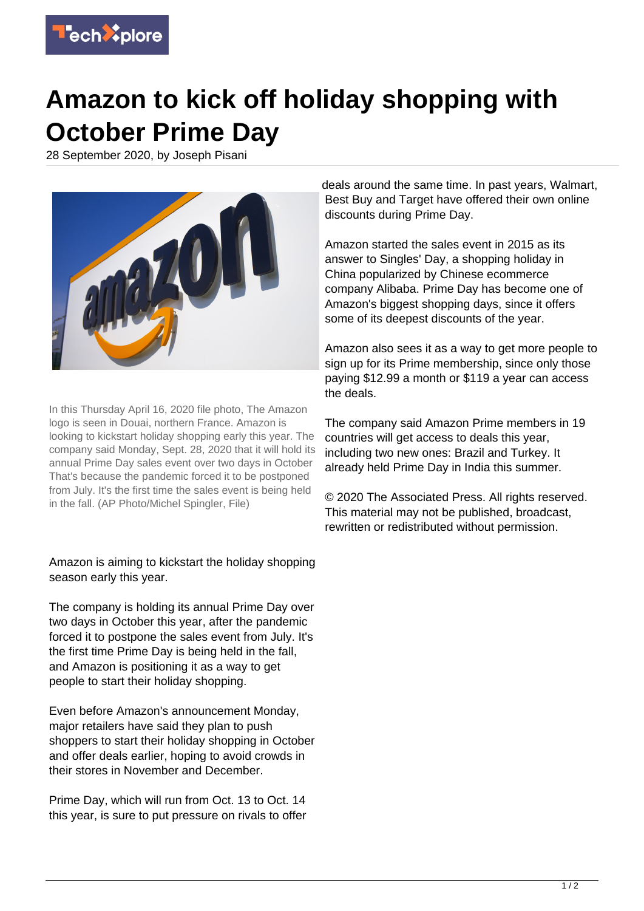# Amazon to kick off holiday shopping with October Prime Day

28 September 2020, by Joseph Pisani

In this Thursday April 16, 2020 file photo, The Amazon logo is seen in Douai, northern France. Amazon is looking to kickstart holiday shopping early this year. The company said Monday, Sept. 28, 2020 that it will hold its annual Prime Day sales event over two days in October That's because the pandemic forced it to be postponed from July. It's the first time the sales event is being held in the fall. (AP Photo/Michel Spingler, File)

Amazon is aiming to kickstart the holiday shopping season early this year.

The company is holding its annual Prime Day over two days in October this year, after the pandemic forced it to postpone the sales event from July. It's the first time Prime Day is being held in the fall, and Amazon is positioning it as a way to get people to start their holiday shopping.

Even before Amazon's announcement Monday, major retailers have said they plan to push shoppers to start their holiday shopping in October and offer deals earlier, hoping to avoid crowds in their stores in November and December.

Prime Day, which will run from Oct. 13 to Oct. 14 this year, is sure to put pressure on rivals to offer deals around the same time. In past years, Walmart, Best Buy and Target have offered their own online discounts during Prime Day.

Amazon started the sales event in 2015 as its answer to Singles' Day, a shopping holiday in China popularized by Chinese ecommerce company Alibaba. Prime Day has become one of Amazon's biggest shopping days, since it offers some of its deepest discounts of the year.

Amazon also sees it as a way to get more people to sign up for its Prime membership, since only those paying $12.99 a month or $119 a year can access the deals.

The company said Amazon Prime members in 19 countries will get access to deals this year, including two new ones: Brazil and Turkey. It already held Prime Day in India this summer.

© 2020 The Associated Press. All rights reserved. This material may not be published, broadcast, rewritten or redistributed without permission.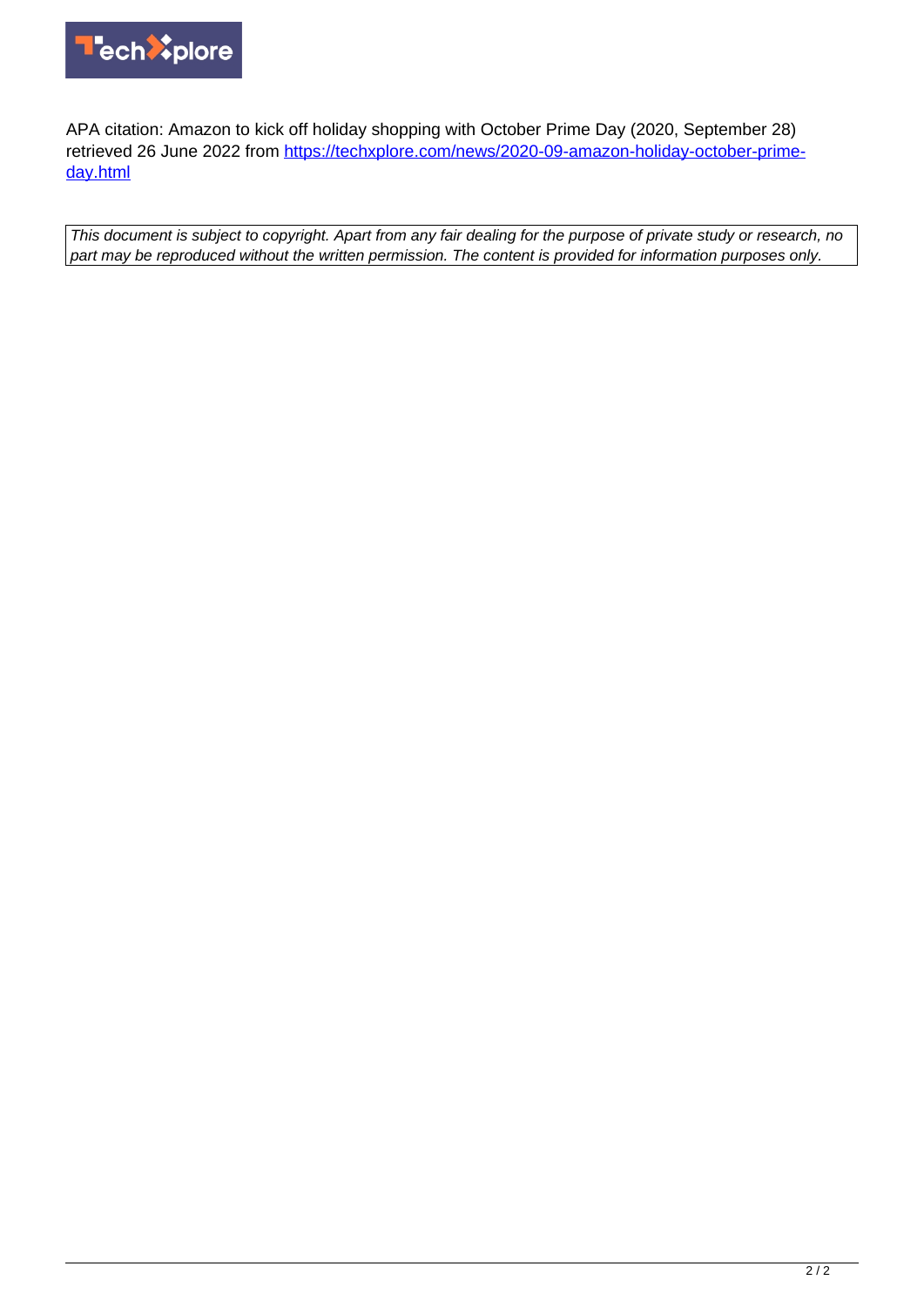APA citation: Amazon to kick off holiday shopping with October Prime Day (2020, September 28) retrieved 26 June 2022 from https://techxplore.com/news/2020-09-amazon-holiday-october-prime-day.html

*This document is subject to copyright. Apart from any fair dealing for the purpose of private study or research, no part may be reproduced without the written permission. The content is provided for information purposes only.*